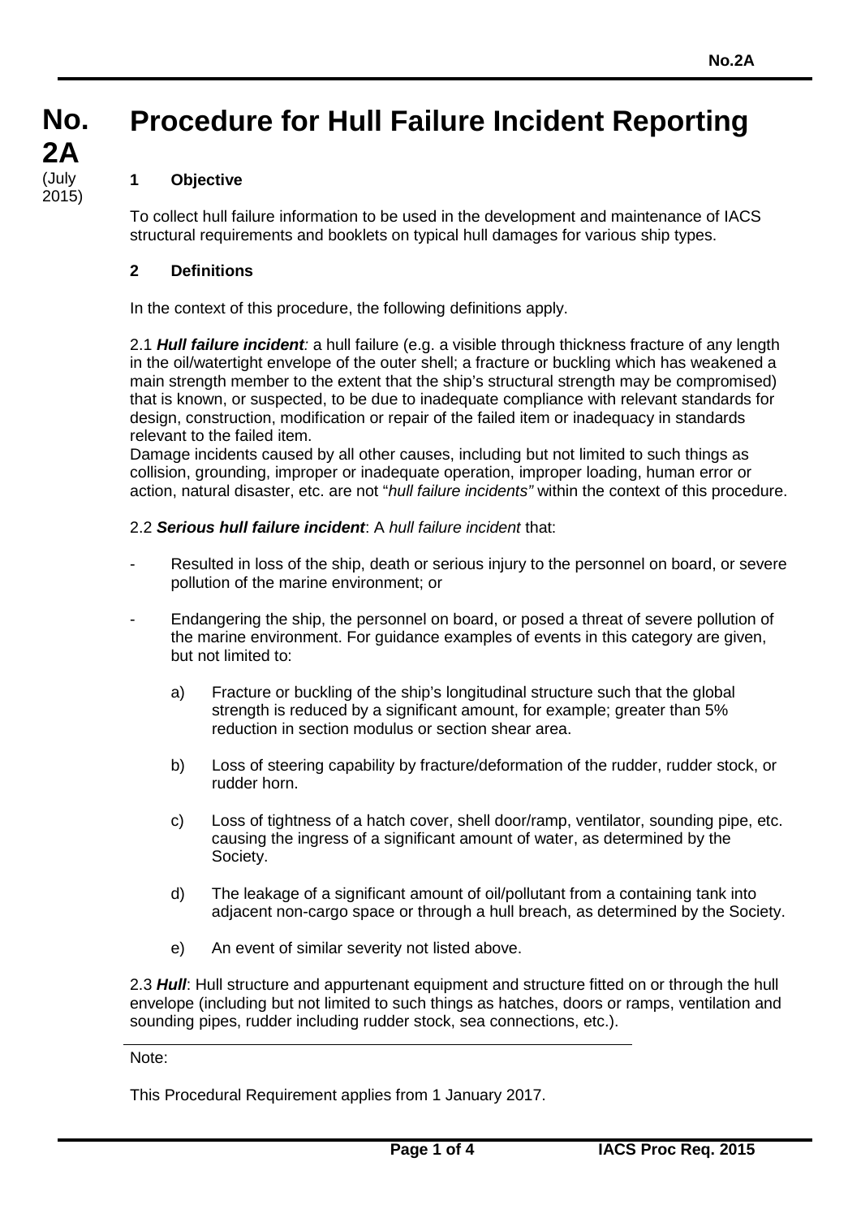# No. 2A (July 2015) Procedure for Hull Failure Incident Reporting

## 1 Objective

To collect hull failure information to be used in the development and maintenance of IACS structural requirements and booklets on typical hull damages for various ship types.

## 2 Definitions

In the context of this procedure, the following definitions apply.

2.1 ***Hull failure incident**:* a hull failure (e.g. a visible through thickness fracture of any length in the oil/watertight envelope of the outer shell; a fracture or buckling which has weakened a main strength member to the extent that the ship's structural strength may be compromised) that is known, or suspected, to be due to inadequate compliance with relevant standards for design, construction, modification or repair of the failed item or inadequacy in standards relevant to the failed item.

Damage incidents caused by all other causes, including but not limited to such things as collision, grounding, improper or inadequate operation, improper loading, human error or action, natural disaster, etc. are not "*hull failure incidents"* within the context of this procedure.

2.2 ***Serious hull failure incident***: A *hull failure incident* that:

- Resulted in loss of the ship, death or serious injury to the personnel on board, or severe pollution of the marine environment; or

- Endangering the ship, the personnel on board, or posed a threat of severe pollution of the marine environment. For guidance examples of events in this category are given, but not limited to:

  a) Fracture or buckling of the ship's longitudinal structure such that the global strength is reduced by a significant amount, for example; greater than 5% reduction in section modulus or section shear area.

  b) Loss of steering capability by fracture/deformation of the rudder, rudder stock, or rudder horn.

  c) Loss of tightness of a hatch cover, shell door/ramp, ventilator, sounding pipe, etc. causing the ingress of a significant amount of water, as determined by the Society.

  d) The leakage of a significant amount of oil/pollutant from a containing tank into adjacent non-cargo space or through a hull breach, as determined by the Society.

  e) An event of similar severity not listed above.

2.3 ***Hull***: Hull structure and appurtenant equipment and structure fitted on or through the hull envelope (including but not limited to such things as hatches, doors or ramps, ventilation and sounding pipes, rudder including rudder stock, sea connections, etc.).

---

Note:

This Procedural Requirement applies from 1 January 2017.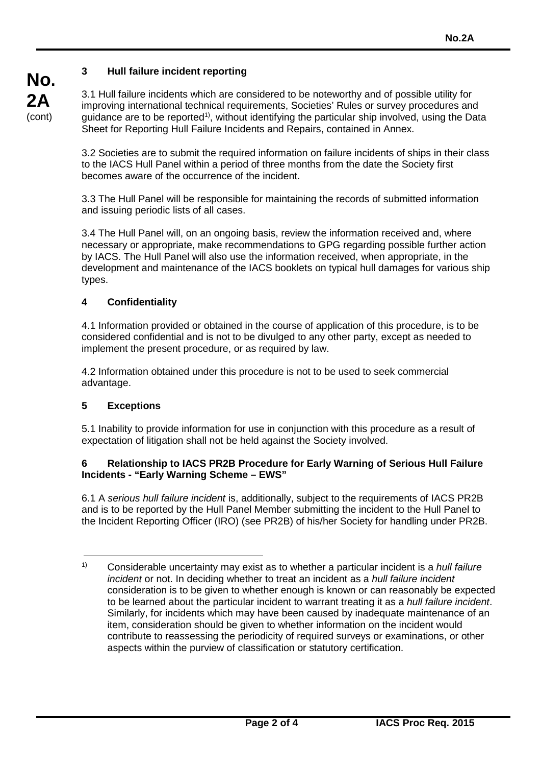## 3 Hull failure incident reporting

3.1 Hull failure incidents which are considered to be noteworthy and of possible utility for improving international technical requirements, Societies' Rules or survey procedures and guidance are to be reported[1)], without identifying the particular ship involved, using the Data Sheet for Reporting Hull Failure Incidents and Repairs, contained in Annex.

3.2 Societies are to submit the required information on failure incidents of ships in their class to the IACS Hull Panel within a period of three months from the date the Society first becomes aware of the occurrence of the incident.

3.3 The Hull Panel will be responsible for maintaining the records of submitted information and issuing periodic lists of all cases.

3.4 The Hull Panel will, on an ongoing basis, review the information received and, where necessary or appropriate, make recommendations to GPG regarding possible further action by IACS. The Hull Panel will also use the information received, when appropriate, in the development and maintenance of the IACS booklets on typical hull damages for various ship types.

## 4 Confidentiality

4.1 Information provided or obtained in the course of application of this procedure, is to be considered confidential and is not to be divulged to any other party, except as needed to implement the present procedure, or as required by law.

4.2 Information obtained under this procedure is not to be used to seek commercial advantage.

## 5 Exceptions

5.1 Inability to provide information for use in conjunction with this procedure as a result of expectation of litigation shall not be held against the Society involved.

## 6 Relationship to IACS PR2B Procedure for Early Warning of Serious Hull Failure Incidents - "Early Warning Scheme – EWS"

6.1 A *serious hull failure incident* is, additionally, subject to the requirements of IACS PR2B and is to be reported by the Hull Panel Member submitting the incident to the Hull Panel to the Incident Reporting Officer (IRO) (see PR2B) of his/her Society for handling under PR2B.

---

[1)] Considerable uncertainty may exist as to whether a particular incident is a *hull failure incident* or not. In deciding whether to treat an incident as a *hull failure incident* consideration is to be given to whether enough is known or can reasonably be expected to be learned about the particular incident to warrant treating it as a *hull failure incident*. Similarly, for incidents which may have been caused by inadequate maintenance of an item, consideration should be given to whether information on the incident would contribute to reassessing the periodicity of required surveys or examinations, or other aspects within the purview of classification or statutory certification.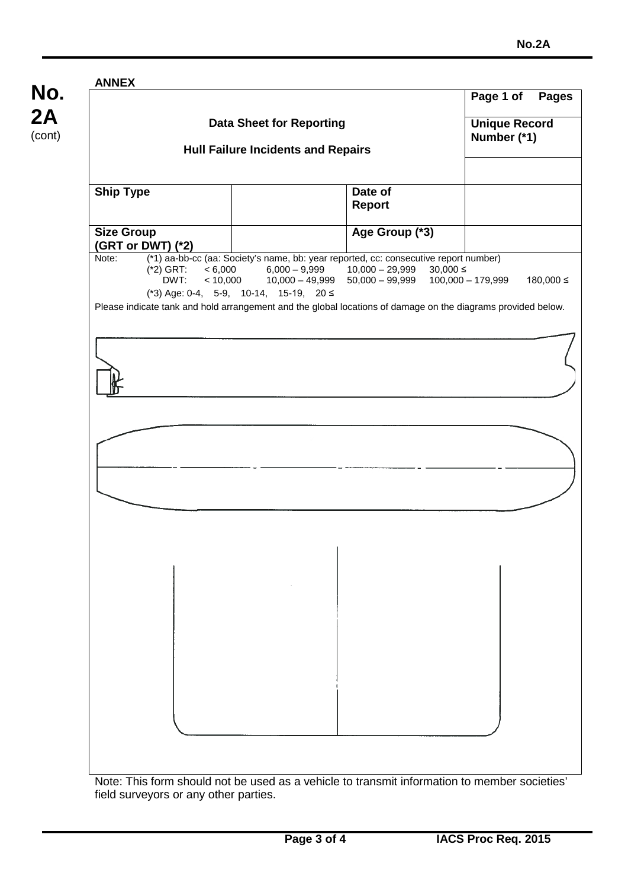**ANNEX**

| Data Sheet for Reporting<br><br>Hull Failure Incidents and Repairs | | | Page 1 of Pages |
|---|---|---|---|
| | | | Unique Record Number (*1) |
| | | | |
| Ship Type | | Date of Report | |
| Size Group (GRT or DWT) (*2) | | Age Group (*3) | |

Note: (*1) aa-bb-cc (aa: Society's name, bb: year reported, cc: consecutive report number)
(*2) GRT: < 6,000  6,000 – 9,999  10,000 – 29,999  30,000 ≤
DWT: < 10,000  10,000 – 49,999  50,000 – 99,999  100,000 – 179,999  180,000 ≤
(*3) Age: 0-4, 5-9, 10-14, 15-19, 20 ≤

Please indicate tank and hold arrangement and the global locations of damage on the diagrams provided below.

Note: This form should not be used as a vehicle to transmit information to member societies' field surveyors or any other parties.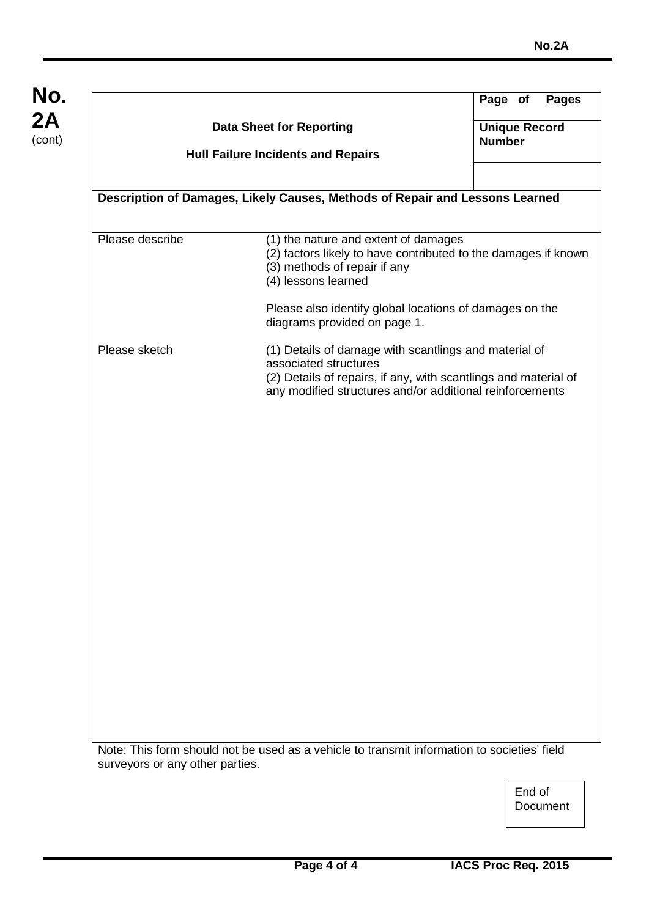**No. 2A** (cont)

| Data Sheet for Reporting<br>Hull Failure Incidents and Repairs | Page of Pages |
| --- | --- |
| | **Unique Record Number** |
| | |

**Description of Damages, Likely Causes, Methods of Repair and Lessons Learned**

| | |
| --- | --- |
| Please describe | (1) the nature and extent of damages<br>(2) factors likely to have contributed to the damages if known<br>(3) methods of repair if any<br>(4) lessons learned<br><br>Please also identify global locations of damages on the diagrams provided on page 1. |
| Please sketch | (1) Details of damage with scantlings and material of associated structures<br>(2) Details of repairs, if any, with scantlings and material of any modified structures and/or additional reinforcements |

Note: This form should not be used as a vehicle to transmit information to societies' field surveyors or any other parties.

End of Document